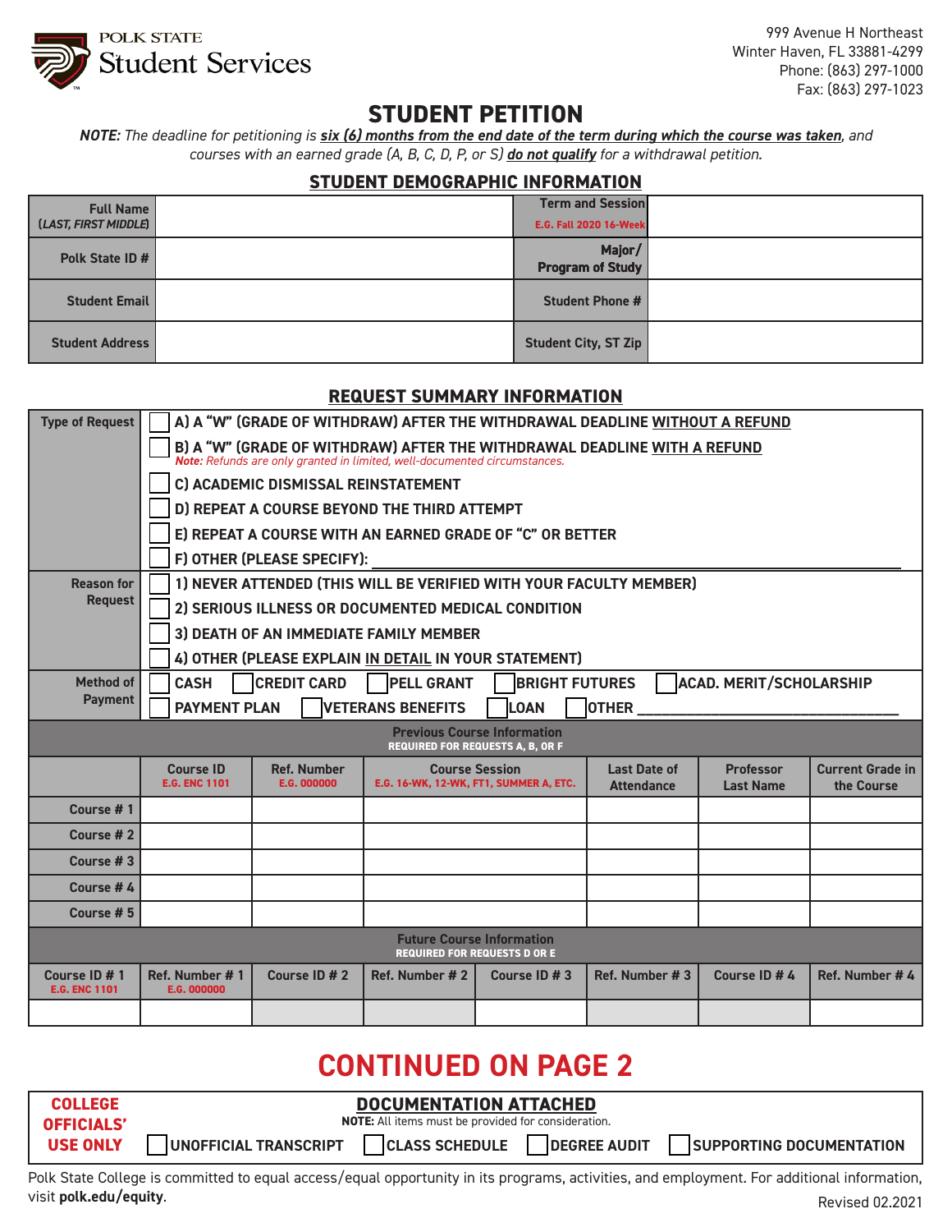POLK STATE
Student Services

999 Avenue H Northeast
Winter Haven, FL 33881-4299
Phone: (863) 297-1000
Fax: (863) 297-1023

# STUDENT PETITION

***NOTE:*** *The deadline for petitioning is* ***six (6) months from the end date of the term during which the course was taken****, and courses with an earned grade (A, B, C, D, P, or S)* ***do not qualify*** *for a withdrawal petition.*

## STUDENT DEMOGRAPHIC INFORMATION

| Full Name (LAST, FIRST MIDDLE) | | Term and Session E.G. Fall 2020 16-Week | |
|---|---|---|---|
| Polk State ID # | | Major/ Program of Study | |
| Student Email | | Student Phone # | |
| Student Address | | Student City, ST Zip | |

## REQUEST SUMMARY INFORMATION

**Type of Request**

- ☐ A) A "W" (GRADE OF WITHDRAW) AFTER THE WITHDRAWAL DEADLINE WITHOUT A REFUND
- ☐ B) A "W" (GRADE OF WITHDRAW) AFTER THE WITHDRAWAL DEADLINE WITH A REFUND
  *Note: Refunds are only granted in limited, well-documented circumstances.*
- ☐ C) ACADEMIC DISMISSAL REINSTATEMENT
- ☐ D) REPEAT A COURSE BEYOND THE THIRD ATTEMPT
- ☐ E) REPEAT A COURSE WITH AN EARNED GRADE OF "C" OR BETTER
- ☐ F) OTHER (PLEASE SPECIFY): ____________________

**Reason for Request**

- ☐ 1) NEVER ATTENDED (THIS WILL BE VERIFIED WITH YOUR FACULTY MEMBER)
- ☐ 2) SERIOUS ILLNESS OR DOCUMENTED MEDICAL CONDITION
- ☐ 3) DEATH OF AN IMMEDIATE FAMILY MEMBER
- ☐ 4) OTHER (PLEASE EXPLAIN IN DETAIL IN YOUR STATEMENT)

**Method of Payment**

☐ CASH ☐ CREDIT CARD ☐ PELL GRANT ☐ BRIGHT FUTURES ☐ ACAD. MERIT/SCHOLARSHIP
☐ PAYMENT PLAN ☐ VETERANS BENEFITS ☐ LOAN ☐ OTHER ____________________

**Previous Course Information**
REQUIRED FOR REQUESTS A, B, OR F

| | Course ID E.G. ENC 1101 | Ref. Number E.G. 000000 | Course Session E.G. 16-WK, 12-WK, FT1, SUMMER A, ETC. | Last Date of Attendance | Professor Last Name | Current Grade in the Course |
|---|---|---|---|---|---|---|
| Course # 1 | | | | | | |
| Course # 2 | | | | | | |
| Course # 3 | | | | | | |
| Course # 4 | | | | | | |
| Course # 5 | | | | | | |

**Future Course Information**
REQUIRED FOR REQUESTS D OR E

| Course ID # 1 E.G. ENC 1101 | Ref. Number # 1 E.G. 000000 | Course ID # 2 | Ref. Number # 2 | Course ID # 3 | Ref. Number # 3 | Course ID # 4 | Ref. Number # 4 |
|---|---|---|---|---|---|---|---|
| | | | | | | | |

## CONTINUED ON PAGE 2

**COLLEGE OFFICIALS' USE ONLY**

**DOCUMENTATION ATTACHED**
**NOTE:** All items must be provided for consideration.

☐ UNOFFICIAL TRANSCRIPT ☐ CLASS SCHEDULE ☐ DEGREE AUDIT ☐ SUPPORTING DOCUMENTATION

Polk State College is committed to equal access/equal opportunity in its programs, activities, and employment. For additional information, visit **polk.edu/equity**.

Revised 02.2021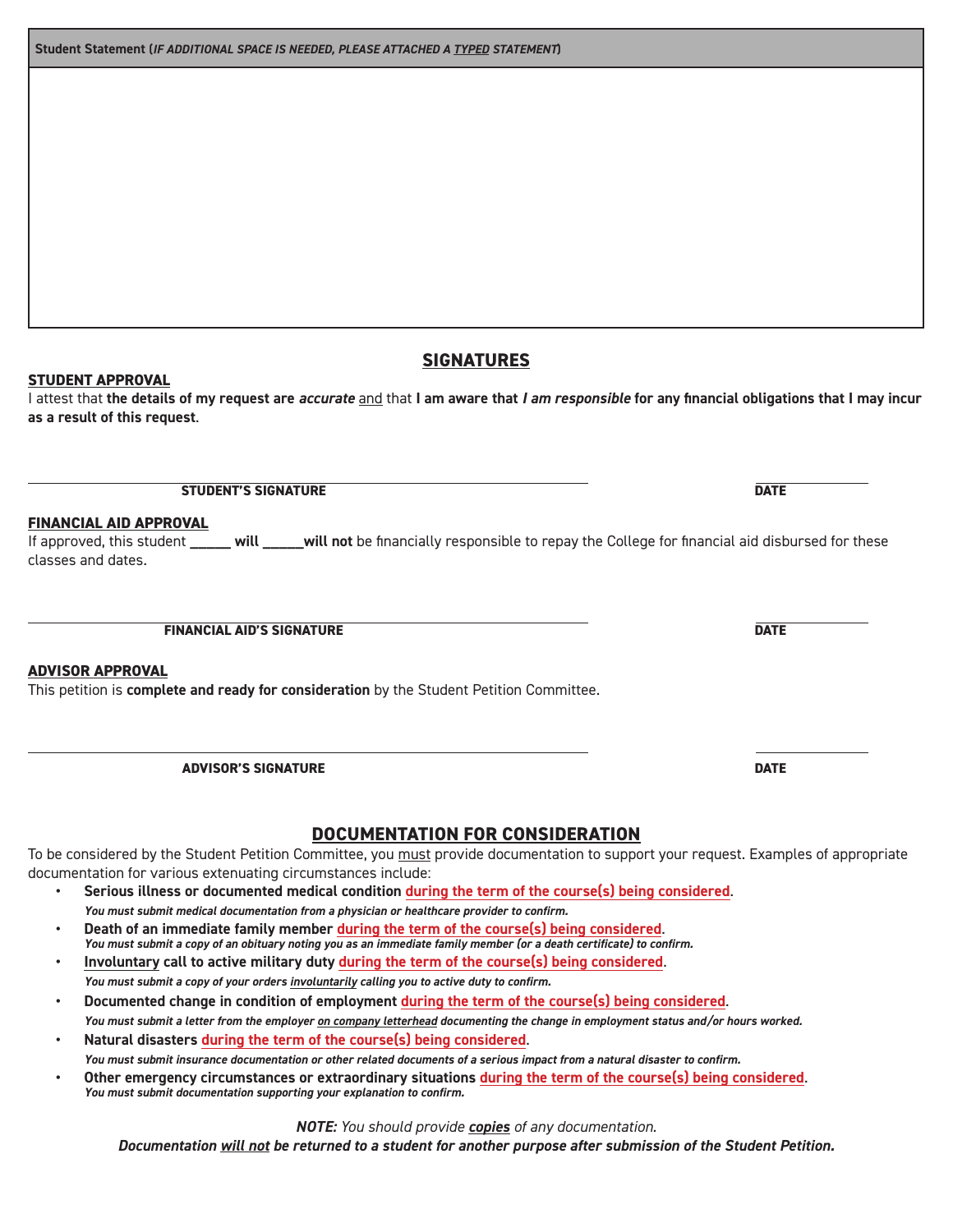**Student Statement** (*IF ADDITIONAL SPACE IS NEEDED, PLEASE ATTACHED A TYPED STATEMENT*)

## SIGNATURES

**STUDENT APPROVAL**

I attest that **the details of my request are *accurate*** and that **I am aware that *I am responsible* for any financial obligations that I may incur as a result of this request**.

**STUDENT'S SIGNATURE** **DATE**

**FINANCIAL AID APPROVAL**

If approved, this student **______ will ______will not** be financially responsible to repay the College for financial aid disbursed for these classes and dates.

**FINANCIAL AID'S SIGNATURE** **DATE**

**ADVISOR APPROVAL**

This petition is **complete and ready for consideration** by the Student Petition Committee.

**ADVISOR'S SIGNATURE** **DATE**

## DOCUMENTATION FOR CONSIDERATION

To be considered by the Student Petition Committee, you must provide documentation to support your request. Examples of appropriate documentation for various extenuating circumstances include:

- **Serious illness or documented medical condition during the term of the course(s) being considered**.
  ***You must submit medical documentation from a physician or healthcare provider to confirm.***
- **Death of an immediate family member during the term of the course(s) being considered**.
  ***You must submit a copy of an obituary noting you as an immediate family member (or a death certificate) to confirm.***
- **Involuntary call to active military duty during the term of the course(s) being considered**.
  ***You must submit a copy of your orders involuntarily calling you to active duty to confirm.***
- **Documented change in condition of employment during the term of the course(s) being considered**.
  ***You must submit a letter from the employer on company letterhead documenting the change in employment status and/or hours worked.***
- **Natural disasters during the term of the course(s) being considered**.
  ***You must submit insurance documentation or other related documents of a serious impact from a natural disaster to confirm.***
- **Other emergency circumstances or extraordinary situations during the term of the course(s) being considered**.
  ***You must submit documentation supporting your explanation to confirm.***

***NOTE:*** *You should provide **copies** of any documentation.*
***Documentation will not be returned to a student for another purpose after submission of the Student Petition.***